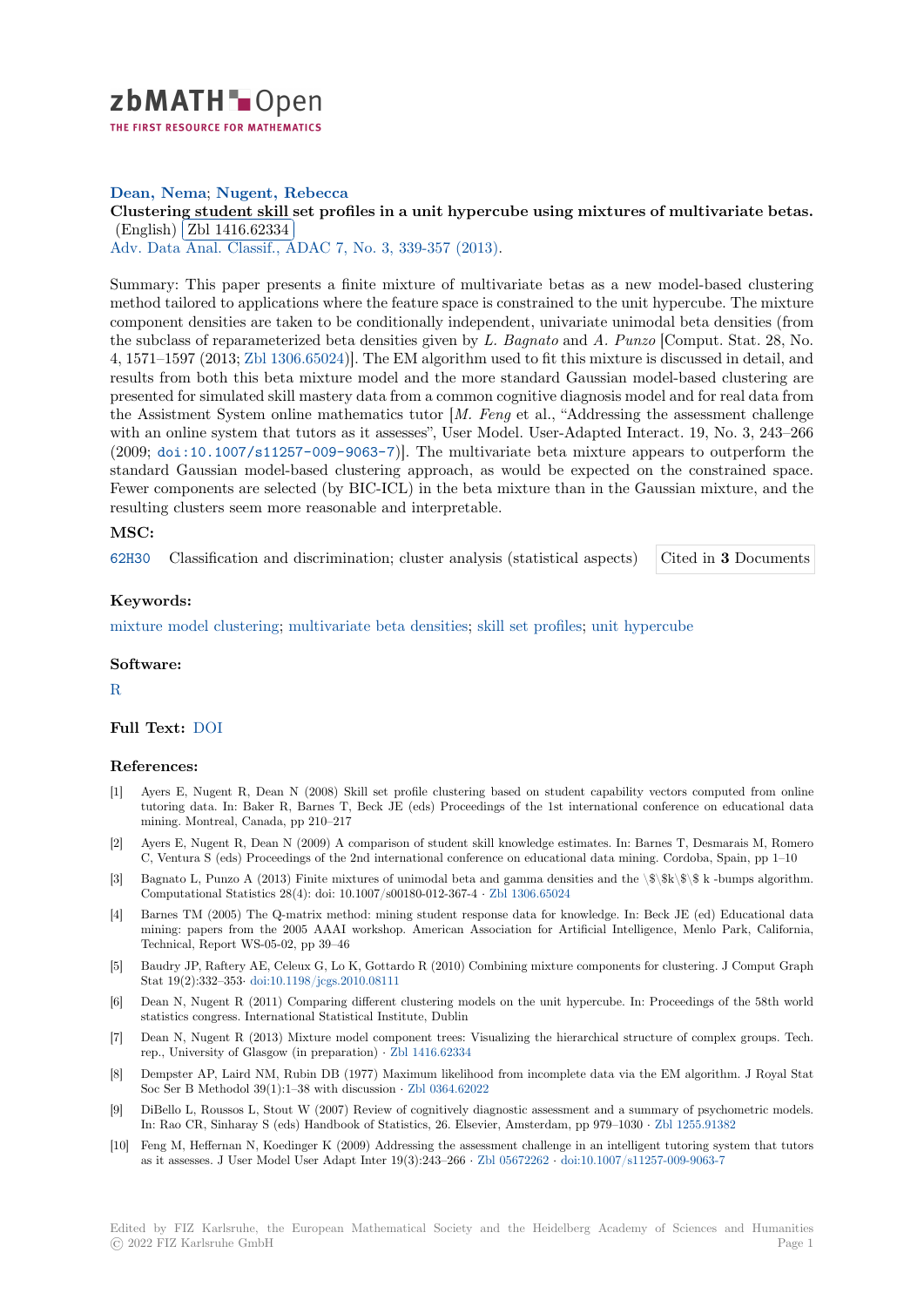**Dean, Nema**; **Nugent, Rebecca**

**Clustering student skill set profiles in a unit hypercube using mixtures of multivariate betas.** (English) Zbl 1416.62334

Adv. Data Anal. Classif., ADAC 7, No. 3, 339-357 (2013).

Summary: This paper presents a finite mixture of multivariate betas as a new model-based clustering method tailored to applications where the feature space is constrained to the unit hypercube. The mixture component densities are taken to be conditionally independent, univariate unimodal beta densities (from the subclass of reparameterized beta densities given by *L. Bagnato* and *A. Punzo* [Comput. Stat. 28, No. 4, 1571–1597 (2013; Zbl 1306.65024)]. The EM algorithm used to fit this mixture is discussed in detail, and results from both this beta mixture model and the more standard Gaussian model-based clustering are presented for simulated skill mastery data from a common cognitive diagnosis model and for real data from the Assistment System online mathematics tutor [*M. Feng* et al., "Addressing the assessment challenge with an online system that tutors as it assesses", User Model. User-Adapted Interact. 19, No. 3, 243–266 (2009; doi:10.1007/s11257-009-9063-7)]. The multivariate beta mixture appears to outperform the standard Gaussian model-based clustering approach, as would be expected on the constrained space. Fewer components are selected (by BIC-ICL) in the beta mixture than in the Gaussian mixture, and the resulting clusters seem more reasonable and interpretable.

## MSC:

62H30 Classification and discrimination; cluster analysis (statistical aspects)

Cited in **3** Documents

## Keywords:

mixture model clustering; multivariate beta densities; skill set profiles; unit hypercube

## Software:

R

**Full Text:** DOI

## References:

[1] Ayers E, Nugent R, Dean N (2008) Skill set profile clustering based on student capability vectors computed from online tutoring data. In: Baker R, Barnes T, Beck JE (eds) Proceedings of the 1st international conference on educational data mining. Montreal, Canada, pp 210–217

[2] Ayers E, Nugent R, Dean N (2009) A comparison of student skill knowledge estimates. In: Barnes T, Desmarais M, Romero C, Ventura S (eds) Proceedings of the 2nd international conference on educational data mining. Cordoba, Spain, pp 1–10

[3] Bagnato L, Punzo A (2013) Finite mixtures of unimodal beta and gamma densities and the \$\$k\$\$ k -bumps algorithm. Computational Statistics 28(4): doi: 10.1007/s00180-012-367-4 · Zbl 1306.65024

[4] Barnes TM (2005) The Q-matrix method: mining student response data for knowledge. In: Beck JE (ed) Educational data mining: papers from the 2005 AAAI workshop. American Association for Artificial Intelligence, Menlo Park, California, Technical, Report WS-05-02, pp 39–46

[5] Baudry JP, Raftery AE, Celeux G, Lo K, Gottardo R (2010) Combining mixture components for clustering. J Comput Graph Stat 19(2):332–353· doi:10.1198/jcgs.2010.08111

[6] Dean N, Nugent R (2011) Comparing different clustering models on the unit hypercube. In: Proceedings of the 58th world statistics congress. International Statistical Institute, Dublin

[7] Dean N, Nugent R (2013) Mixture model component trees: Visualizing the hierarchical structure of complex groups. Tech. rep., University of Glasgow (in preparation) · Zbl 1416.62334

[8] Dempster AP, Laird NM, Rubin DB (1977) Maximum likelihood from incomplete data via the EM algorithm. J Royal Stat Soc Ser B Methodol 39(1):1–38 with discussion · Zbl 0364.62022

[9] DiBello L, Roussos L, Stout W (2007) Review of cognitively diagnostic assessment and a summary of psychometric models. In: Rao CR, Sinharay S (eds) Handbook of Statistics, 26. Elsevier, Amsterdam, pp 979–1030 · Zbl 1255.91382

[10] Feng M, Heffernan N, Koedinger K (2009) Addressing the assessment challenge in an intelligent tutoring system that tutors as it assesses. J User Model User Adapt Inter 19(3):243–266 · Zbl 05672262 · doi:10.1007/s11257-009-9063-7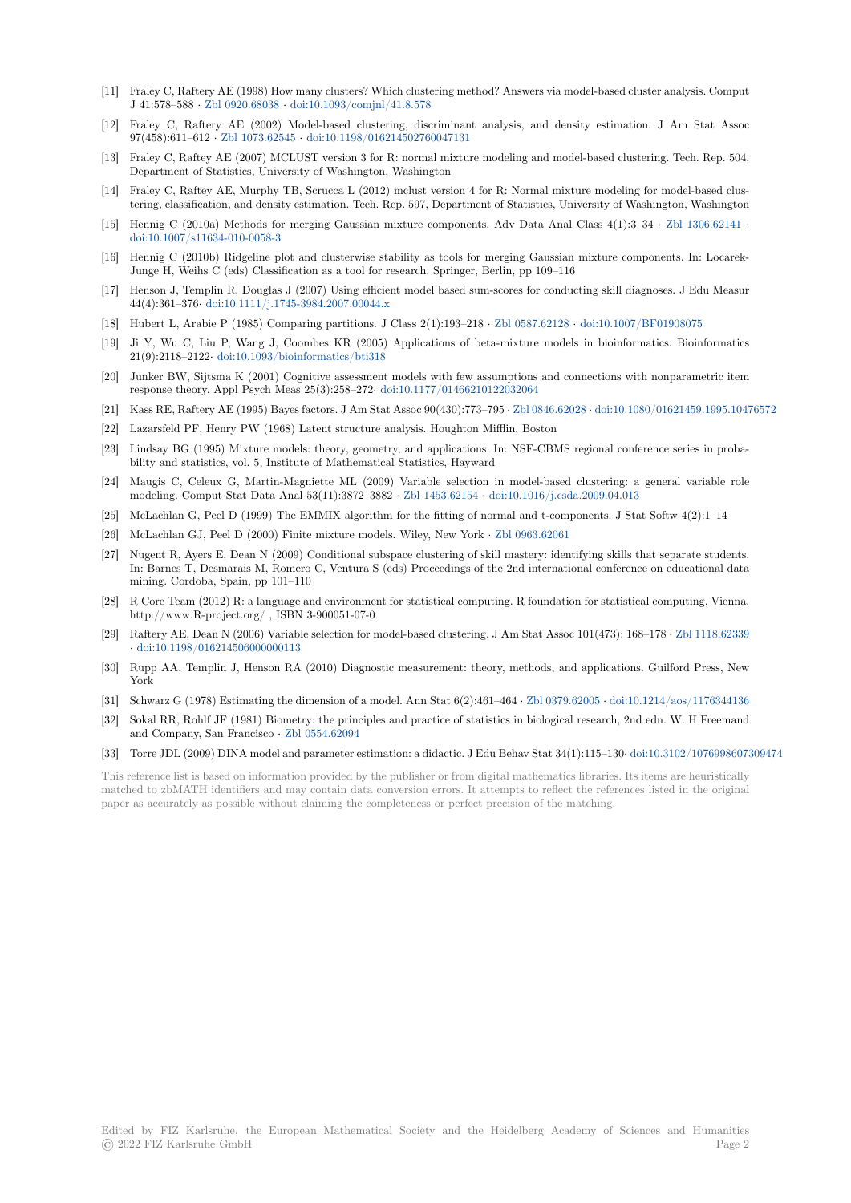[11] Fraley C, Raftery AE (1998) How many clusters? Which clustering method? Answers via model-based cluster analysis. Comput J 41:578–588 · Zbl 0920.68038 · doi:10.1093/comjnl/41.8.578

[12] Fraley C, Raftery AE (2002) Model-based clustering, discriminant analysis, and density estimation. J Am Stat Assoc 97(458):611–612 · Zbl 1073.62545 · doi:10.1198/016214502760047131

[13] Fraley C, Raftey AE (2007) MCLUST version 3 for R: normal mixture modeling and model-based clustering. Tech. Rep. 504, Department of Statistics, University of Washington, Washington

[14] Fraley C, Raftey AE, Murphy TB, Scrucca L (2012) mclust version 4 for R: Normal mixture modeling for model-based clustering, classification, and density estimation. Tech. Rep. 597, Department of Statistics, University of Washington, Washington

[15] Hennig C (2010a) Methods for merging Gaussian mixture components. Adv Data Anal Class 4(1):3–34 · Zbl 1306.62141 · doi:10.1007/s11634-010-0058-3

[16] Hennig C (2010b) Ridgeline plot and clusterwise stability as tools for merging Gaussian mixture components. In: Locarek-Junge H, Weihs C (eds) Classification as a tool for research. Springer, Berlin, pp 109–116

[17] Henson J, Templin R, Douglas J (2007) Using efficient model based sum-scores for conducting skill diagnoses. J Edu Measur 44(4):361–376· doi:10.1111/j.1745-3984.2007.00044.x

[18] Hubert L, Arabie P (1985) Comparing partitions. J Class 2(1):193–218 · Zbl 0587.62128 · doi:10.1007/BF01908075

[19] Ji Y, Wu C, Liu P, Wang J, Coombes KR (2005) Applications of beta-mixture models in bioinformatics. Bioinformatics 21(9):2118–2122· doi:10.1093/bioinformatics/bti318

[20] Junker BW, Sijtsma K (2001) Cognitive assessment models with few assumptions and connections with nonparametric item response theory. Appl Psych Meas 25(3):258–272· doi:10.1177/01466210122032064

[21] Kass RE, Raftery AE (1995) Bayes factors. J Am Stat Assoc 90(430):773–795 · Zbl 0846.62028 · doi:10.1080/01621459.1995.10476572

[22] Lazarsfeld PF, Henry PW (1968) Latent structure analysis. Houghton Mifflin, Boston

[23] Lindsay BG (1995) Mixture models: theory, geometry, and applications. In: NSF-CBMS regional conference series in probability and statistics, vol. 5, Institute of Mathematical Statistics, Hayward

[24] Maugis C, Celeux G, Martin-Magniette ML (2009) Variable selection in model-based clustering: a general variable role modeling. Comput Stat Data Anal 53(11):3872–3882 · Zbl 1453.62154 · doi:10.1016/j.csda.2009.04.013

[25] McLachlan G, Peel D (1999) The EMMIX algorithm for the fitting of normal and t-components. J Stat Softw 4(2):1–14

[26] McLachlan GJ, Peel D (2000) Finite mixture models. Wiley, New York · Zbl 0963.62061

[27] Nugent R, Ayers E, Dean N (2009) Conditional subspace clustering of skill mastery: identifying skills that separate students. In: Barnes T, Desmarais M, Romero C, Ventura S (eds) Proceedings of the 2nd international conference on educational data mining. Cordoba, Spain, pp 101–110

[28] R Core Team (2012) R: a language and environment for statistical computing. R foundation for statistical computing, Vienna. http://www.R-project.org/ , ISBN 3-900051-07-0

[29] Raftery AE, Dean N (2006) Variable selection for model-based clustering. J Am Stat Assoc 101(473): 168–178 · Zbl 1118.62339 · doi:10.1198/016214506000000113

[30] Rupp AA, Templin J, Henson RA (2010) Diagnostic measurement: theory, methods, and applications. Guilford Press, New York

[31] Schwarz G (1978) Estimating the dimension of a model. Ann Stat 6(2):461–464 · Zbl 0379.62005 · doi:10.1214/aos/1176344136

[32] Sokal RR, Rohlf JF (1981) Biometry: the principles and practice of statistics in biological research, 2nd edn. W. H Freemand and Company, San Francisco · Zbl 0554.62094

[33] Torre JDL (2009) DINA model and parameter estimation: a didactic. J Edu Behav Stat 34(1):115–130· doi:10.3102/1076998607309474

This reference list is based on information provided by the publisher or from digital mathematics libraries. Its items are heuristically matched to zbMATH identifiers and may contain data conversion errors. It attempts to reflect the references listed in the original paper as accurately as possible without claiming the completeness or perfect precision of the matching.

Edited by FIZ Karlsruhe, the European Mathematical Society and the Heidelberg Academy of Sciences and Humanities
© 2022 FIZ Karlsruhe GmbH